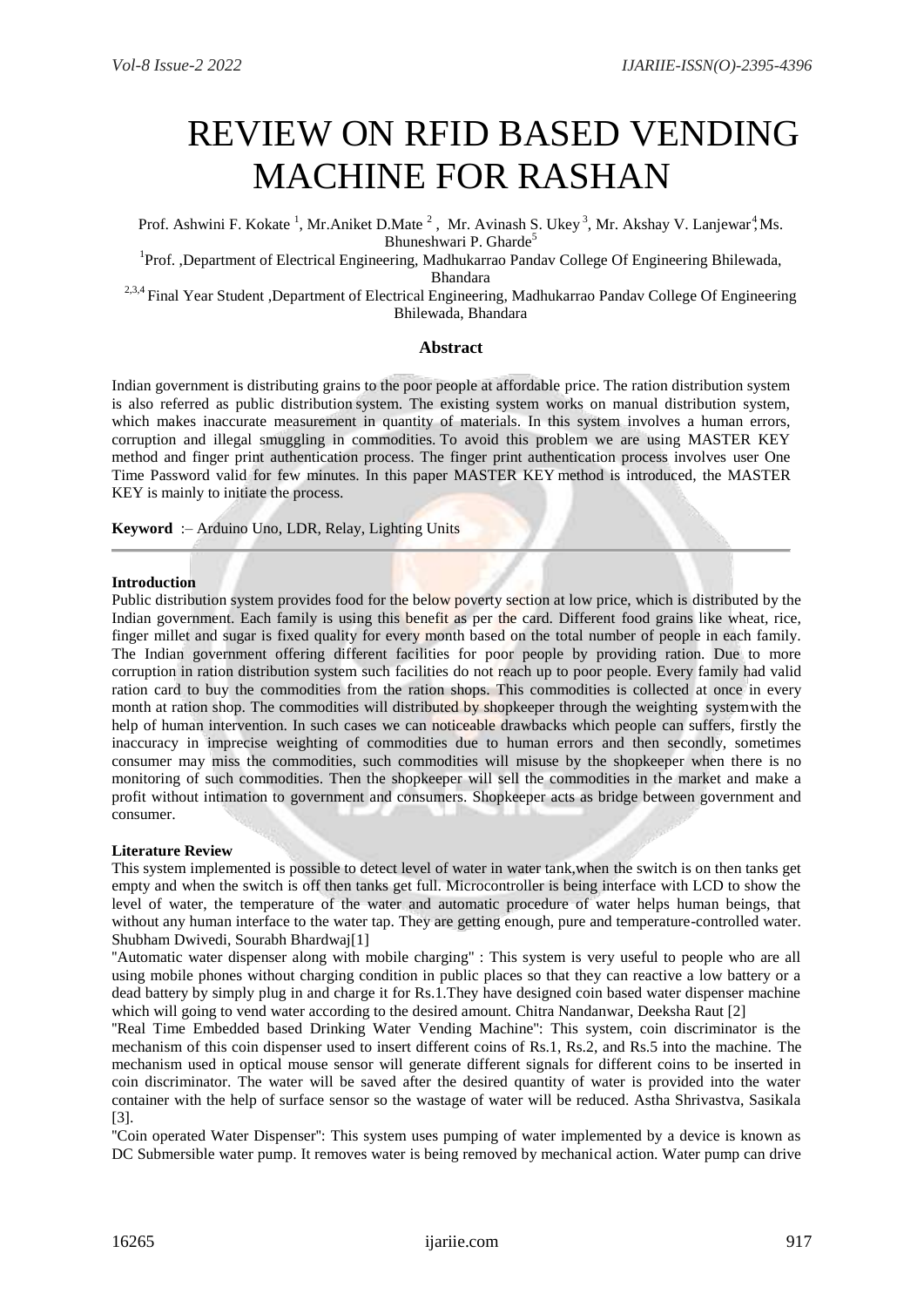# REVIEW ON RFID BASED VENDING MACHINE FOR RASHAN

Prof. Ashwini F. Kokate [1], Mr.Aniket D.Mate [2], Mr. Avinash S. Ukey [3], Mr. Akshay V. Lanjewar[4], Ms. Bhuneshwari P. Gharde[5]

[1]Prof. ,Department of Electrical Engineering, Madhukarrao Pandav College Of Engineering Bhilewada, Bhandara

[2,3,4] Final Year Student ,Department of Electrical Engineering, Madhukarrao Pandav College Of Engineering Bhilewada, Bhandara

## Abstract

Indian government is distributing grains to the poor people at affordable price. The ration distribution system is also referred as public distribution system. The existing system works on manual distribution system, which makes inaccurate measurement in quantity of materials. In this system involves a human errors, corruption and illegal smuggling in commodities. To avoid this problem we are using MASTER KEY method and finger print authentication process. The finger print authentication process involves user One Time Password valid for few minutes. In this paper MASTER KEY method is introduced, the MASTER KEY is mainly to initiate the process.

**Keyword** :– Arduino Uno, LDR, Relay, Lighting Units

---

**Introduction**

Public distribution system provides food for the below poverty section at low price, which is distributed by the Indian government. Each family is using this benefit as per the card. Different food grains like wheat, rice, finger millet and sugar is fixed quality for every month based on the total number of people in each family. The Indian government offering different facilities for poor people by providing ration. Due to more corruption in ration distribution system such facilities do not reach up to poor people. Every family had valid ration card to buy the commodities from the ration shops. This commodities is collected at once in every month at ration shop. The commodities will distributed by shopkeeper through the weighting systemwith the help of human intervention. In such cases we can noticeable drawbacks which people can suffers, firstly the inaccuracy in imprecise weighting of commodities due to human errors and then secondly, sometimes consumer may miss the commodities, such commodities will misuse by the shopkeeper when there is no monitoring of such commodities. Then the shopkeeper will sell the commodities in the market and make a profit without intimation to government and consumers. Shopkeeper acts as bridge between government and consumer.

**Literature Review**

This system implemented is possible to detect level of water in water tank,when the switch is on then tanks get empty and when the switch is off then tanks get full. Microcontroller is being interface with LCD to show the level of water, the temperature of the water and automatic procedure of water helps human beings, that without any human interface to the water tap. They are getting enough, pure and temperature-controlled water. Shubham Dwivedi, Sourabh Bhardwaj[1]

"Automatic water dispenser along with mobile charging" : This system is very useful to people who are all using mobile phones without charging condition in public places so that they can reactive a low battery or a dead battery by simply plug in and charge it for Rs.1.They have designed coin based water dispenser machine which will going to vend water according to the desired amount. Chitra Nandanwar, Deeksha Raut [2]

"Real Time Embedded based Drinking Water Vending Machine": This system, coin discriminator is the mechanism of this coin dispenser used to insert different coins of Rs.1, Rs.2, and Rs.5 into the machine. The mechanism used in optical mouse sensor will generate different signals for different coins to be inserted in coin discriminator. The water will be saved after the desired quantity of water is provided into the water container with the help of surface sensor so the wastage of water will be reduced. Astha Shrivastva, Sasikala [3].

"Coin operated Water Dispenser": This system uses pumping of water implemented by a device is known as DC Submersible water pump. It removes water is being removed by mechanical action. Water pump can drive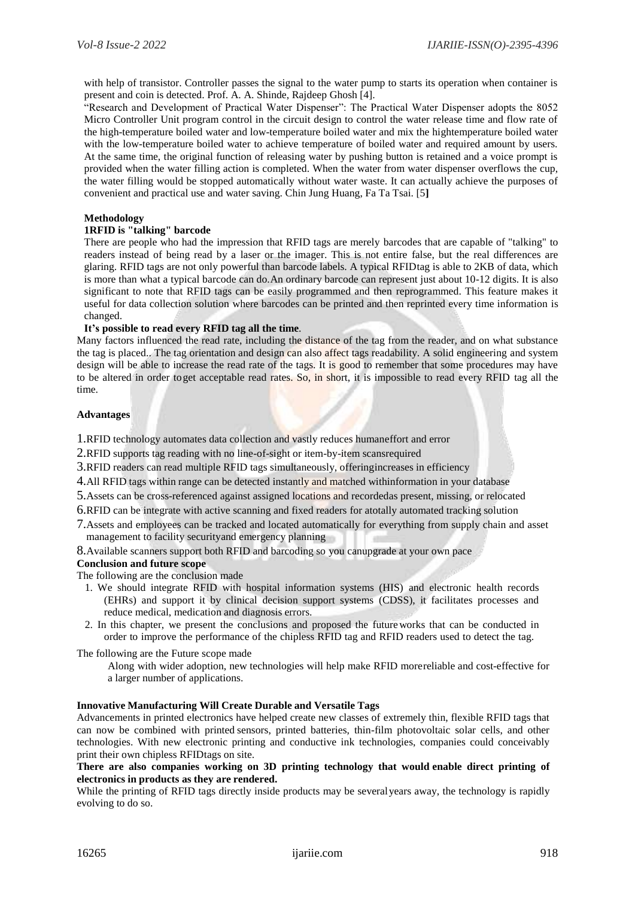with help of transistor. Controller passes the signal to the water pump to starts its operation when container is present and coin is detected. Prof. A. A. Shinde, Rajdeep Ghosh [4].

"Research and Development of Practical Water Dispenser": The Practical Water Dispenser adopts the 8052 Micro Controller Unit program control in the circuit design to control the water release time and flow rate of the high-temperature boiled water and low-temperature boiled water and mix the hightemperature boiled water with the low-temperature boiled water to achieve temperature of boiled water and required amount by users. At the same time, the original function of releasing water by pushing button is retained and a voice prompt is provided when the water filling action is completed. When the water from water dispenser overflows the cup, the water filling would be stopped automatically without water waste. It can actually achieve the purposes of convenient and practical use and water saving. Chin Jung Huang, Fa Ta Tsai. [5**]**

**Methodology**

**1RFID is "talking" barcode**

There are people who had the impression that RFID tags are merely barcodes that are capable of "talking" to readers instead of being read by a laser or the imager. This is not entire false, but the real differences are glaring. RFID tags are not only powerful than barcode labels. A typical RFIDtag is able to 2KB of data, which is more than what a typical barcode can do.An ordinary barcode can represent just about 10-12 digits. It is also significant to note that RFID tags can be easily programmed and then reprogrammed. This feature makes it useful for data collection solution where barcodes can be printed and then reprinted every time information is changed.

**It's possible to read every RFID tag all the time**.

Many factors influenced the read rate, including the distance of the tag from the reader, and on what substance the tag is placed.. The tag orientation and design can also affect tags readability. A solid engineering and system design will be able to increase the read rate of the tags. It is good to remember that some procedures may have to be altered in order toget acceptable read rates. So, in short, it is impossible to read every RFID tag all the time.

**Advantages**

1. RFID technology automates data collection and vastly reduces humaneffort and error
2. RFID supports tag reading with no line-of-sight or item-by-item scansrequired
3. RFID readers can read multiple RFID tags simultaneously, offeringincreases in efficiency
4. All RFID tags within range can be detected instantly and matched withinformation in your database
5. Assets can be cross-referenced against assigned locations and recordedas present, missing, or relocated
6. RFID can be integrate with active scanning and fixed readers for atotally automated tracking solution
7. Assets and employees can be tracked and located automatically for everything from supply chain and asset management to facility securityand emergency planning
8. Available scanners support both RFID and barcoding so you canupgrade at your own pace

**Conclusion and future scope**

The following are the conclusion made

1. We should integrate RFID with hospital information systems (HIS) and electronic health records (EHRs) and support it by clinical decision support systems (CDSS), it facilitates processes and reduce medical, medication and diagnosis errors.
2. In this chapter, we present the conclusions and proposed the futureworks that can be conducted in order to improve the performance of the chipless RFID tag and RFID readers used to detect the tag.

The following are the Future scope made

Along with wider adoption, new technologies will help make RFID morereliable and cost-effective for a larger number of applications.

**Innovative Manufacturing Will Create Durable and Versatile Tags**

Advancements in printed electronics have helped create new classes of extremely thin, flexible RFID tags that can now be combined with printed sensors, printed batteries, thin-film photovoltaic solar cells, and other technologies. With new electronic printing and conductive ink technologies, companies could conceivably print their own chipless RFIDtags on site.

**There are also companies working on 3D printing technology that would enable direct printing of electronics in products as they are rendered.**

While the printing of RFID tags directly inside products may be severalyears away, the technology is rapidly evolving to do so.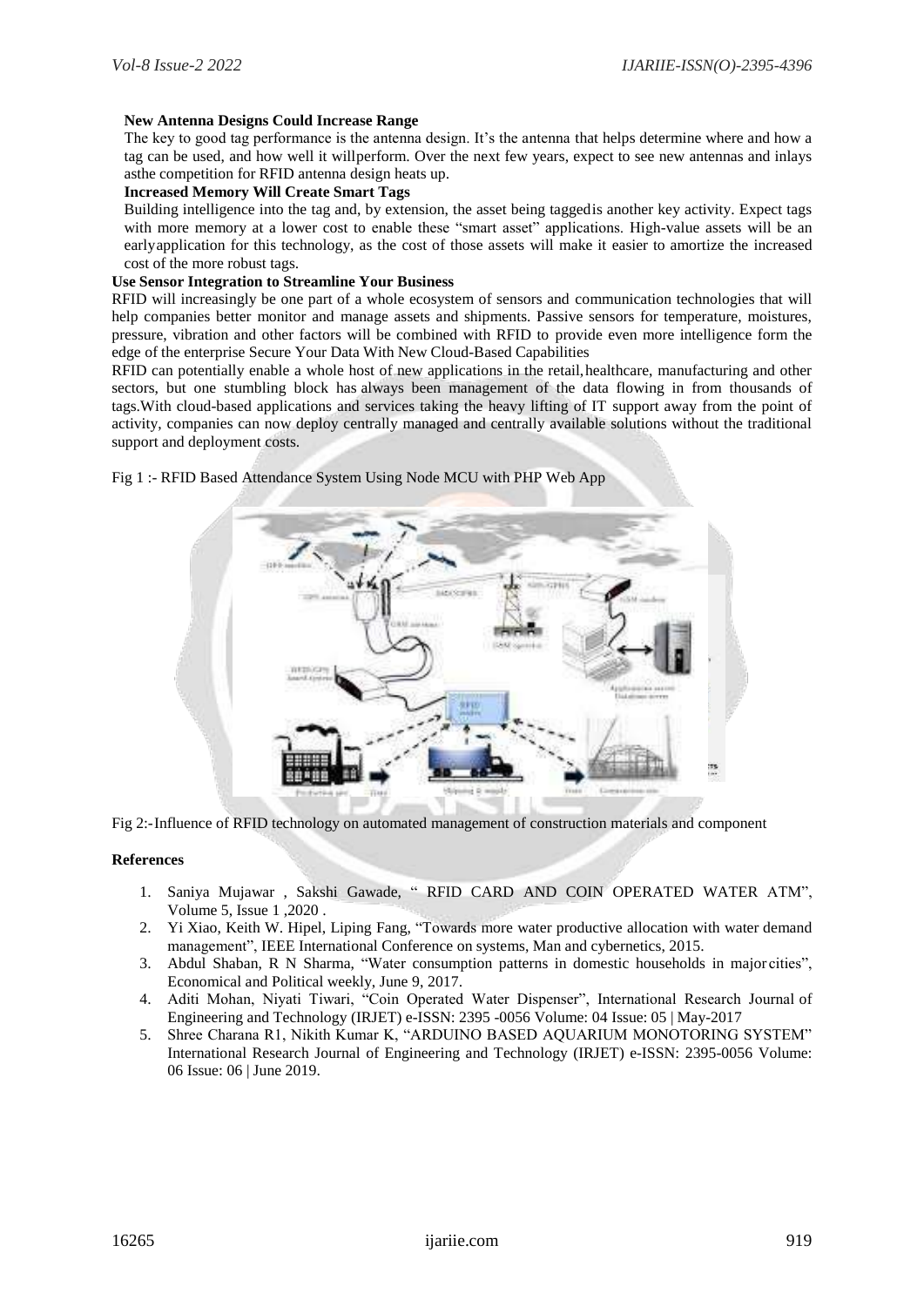**New Antenna Designs Could Increase Range**

The key to good tag performance is the antenna design. It's the antenna that helps determine where and how a tag can be used, and how well it willperform. Over the next few years, expect to see new antennas and inlays asthe competition for RFID antenna design heats up.

**Increased Memory Will Create Smart Tags**

Building intelligence into the tag and, by extension, the asset being taggedis another key activity. Expect tags with more memory at a lower cost to enable these "smart asset" applications. High-value assets will be an earlyapplication for this technology, as the cost of those assets will make it easier to amortize the increased cost of the more robust tags.

**Use Sensor Integration to Streamline Your Business**

RFID will increasingly be one part of a whole ecosystem of sensors and communication technologies that will help companies better monitor and manage assets and shipments. Passive sensors for temperature, moistures, pressure, vibration and other factors will be combined with RFID to provide even more intelligence form the edge of the enterprise Secure Your Data With New Cloud-Based Capabilities

RFID can potentially enable a whole host of new applications in the retail,healthcare, manufacturing and other sectors, but one stumbling block has always been management of the data flowing in from thousands of tags.With cloud-based applications and services taking the heavy lifting of IT support away from the point of activity, companies can now deploy centrally managed and centrally available solutions without the traditional support and deployment costs.

Fig 1 :- RFID Based Attendance System Using Node MCU with PHP Web App

Fig 2:-Influence of RFID technology on automated management of construction materials and component

**References**

1. Saniya Mujawar , Sakshi Gawade, " RFID CARD AND COIN OPERATED WATER ATM", Volume 5, Issue 1 ,2020 .
2. Yi Xiao, Keith W. Hipel, Liping Fang, "Towards more water productive allocation with water demand management", IEEE International Conference on systems, Man and cybernetics, 2015.
3. Abdul Shaban, R N Sharma, "Water consumption patterns in domestic households in majorcities", Economical and Political weekly, June 9, 2017.
4. Aditi Mohan, Niyati Tiwari, "Coin Operated Water Dispenser", International Research Journal of Engineering and Technology (IRJET) e-ISSN: 2395 -0056 Volume: 04 Issue: 05 | May-2017
5. Shree Charana R1, Nikith Kumar K, "ARDUINO BASED AQUARIUM MONOTORING SYSTEM" International Research Journal of Engineering and Technology (IRJET) e-ISSN: 2395-0056 Volume: 06 Issue: 06 | June 2019.